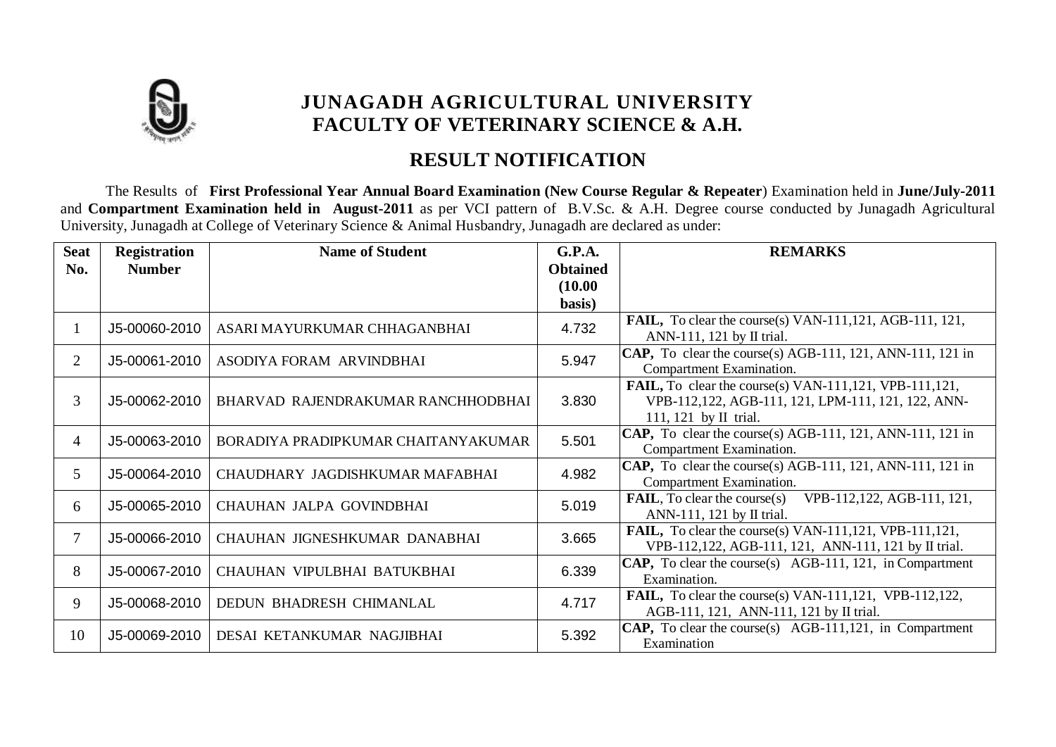# JUNAGADH AGRICULTURAL UNIVERSITY
## FACULTY OF VETERINARY SCIENCE & A.H.

## RESULT NOTIFICATION

The Results of **First Professional Year Annual Board Examination (New Course Regular & Repeater**) Examination held in **June/July-2011** and **Compartment Examination held in August-2011** as per VCI pattern of B.V.Sc. & A.H. Degree course conducted by Junagadh Agricultural University, Junagadh at College of Veterinary Science & Animal Husbandry, Junagadh are declared as under:

| Seat No. | Registration Number | Name of Student | G.P.A. Obtained (10.00 basis) | REMARKS |
|---|---|---|---|---|
| 1 | J5-00060-2010 | ASARI MAYURKUMAR CHHAGANBHAI | 4.732 | **FAIL,** To clear the course(s) VAN-111,121, AGB-111, 121, ANN-111, 121 by II trial. |
| 2 | J5-00061-2010 | ASODIYA FORAM ARVINDBHAI | 5.947 | **CAP,** To clear the course(s) AGB-111, 121, ANN-111, 121 in Compartment Examination. |
| 3 | J5-00062-2010 | BHARVAD RAJENDRAKUMAR RANCHHODBHAI | 3.830 | **FAIL,** To clear the course(s) VAN-111,121, VPB-111,121, VPB-112,122, AGB-111, 121, LPM-111, 121, 122, ANN-111, 121 by II trial. |
| 4 | J5-00063-2010 | BORADIYA PRADIPKUMAR CHAITANYAKUMAR | 5.501 | **CAP,** To clear the course(s) AGB-111, 121, ANN-111, 121 in Compartment Examination. |
| 5 | J5-00064-2010 | CHAUDHARY JAGDISHKUMAR MAFABHAI | 4.982 | **CAP,** To clear the course(s) AGB-111, 121, ANN-111, 121 in Compartment Examination. |
| 6 | J5-00065-2010 | CHAUHAN JALPA GOVINDBHAI | 5.019 | **FAIL**, To clear the course(s) VPB-112,122, AGB-111, 121, ANN-111, 121 by II trial. |
| 7 | J5-00066-2010 | CHAUHAN JIGNESHKUMAR DANABHAI | 3.665 | **FAIL,** To clear the course(s) VAN-111,121, VPB-111,121, VPB-112,122, AGB-111, 121, ANN-111, 121 by II trial. |
| 8 | J5-00067-2010 | CHAUHAN VIPULBHAI BATUKBHAI | 6.339 | **CAP,** To clear the course(s) AGB-111, 121, in Compartment Examination. |
| 9 | J5-00068-2010 | DEDUN BHADRESH CHIMANLAL | 4.717 | **FAIL,** To clear the course(s) VAN-111,121, VPB-112,122, AGB-111, 121, ANN-111, 121 by II trial. |
| 10 | J5-00069-2010 | DESAI KETANKUMAR NAGJIBHAI | 5.392 | **CAP,** To clear the course(s) AGB-111,121, in Compartment Examination |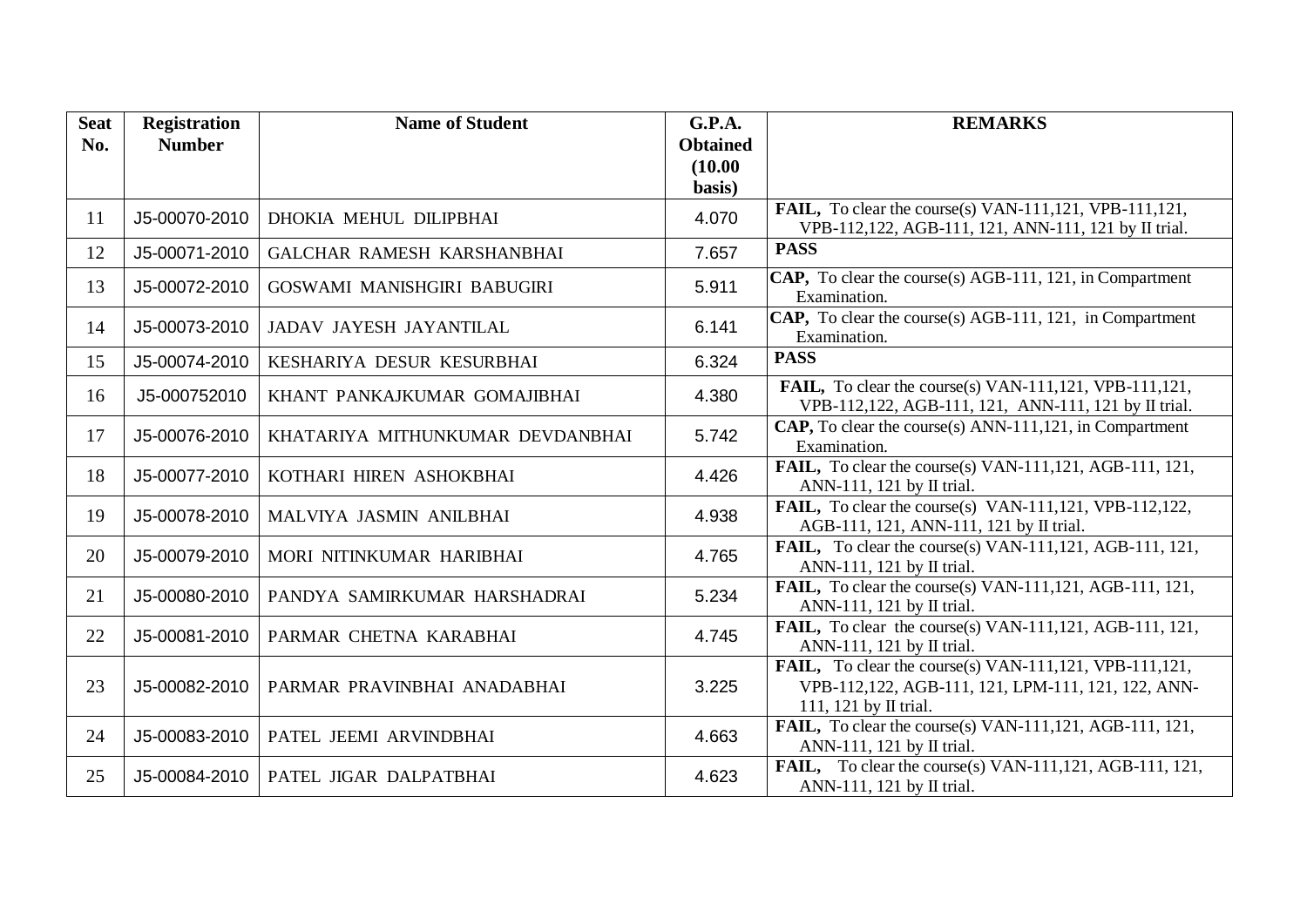| Seat No. | Registration Number | Name of Student | G.P.A. Obtained (10.00 basis) | REMARKS |
|---|---|---|---|---|
| 11 | J5-00070-2010 | DHOKIA MEHUL DILIPBHAI | 4.070 | **FAIL,** To clear the course(s) VAN-111,121, VPB-111,121, VPB-112,122, AGB-111, 121, ANN-111, 121 by II trial. |
| 12 | J5-00071-2010 | GALCHAR RAMESH KARSHANBHAI | 7.657 | **PASS** |
| 13 | J5-00072-2010 | GOSWAMI MANISHGIRI BABUGIRI | 5.911 | **CAP,** To clear the course(s) AGB-111, 121, in Compartment Examination. |
| 14 | J5-00073-2010 | JADAV JAYESH JAYANTILAL | 6.141 | **CAP,** To clear the course(s) AGB-111, 121, in Compartment Examination. |
| 15 | J5-00074-2010 | KESHARIYA DESUR KESURBHAI | 6.324 | **PASS** |
| 16 | J5-000752010 | KHANT PANKAJKUMAR GOMAJIBHAI | 4.380 | **FAIL,** To clear the course(s) VAN-111,121, VPB-111,121, VPB-112,122, AGB-111, 121, ANN-111, 121 by II trial. |
| 17 | J5-00076-2010 | KHATARIYA MITHUNKUMAR DEVDANBHAI | 5.742 | **CAP,** To clear the course(s) ANN-111,121, in Compartment Examination. |
| 18 | J5-00077-2010 | KOTHARI HIREN ASHOKBHAI | 4.426 | **FAIL,** To clear the course(s) VAN-111,121, AGB-111, 121, ANN-111, 121 by II trial. |
| 19 | J5-00078-2010 | MALVIYA JASMIN ANILBHAI | 4.938 | **FAIL,** To clear the course(s) VAN-111,121, VPB-112,122, AGB-111, 121, ANN-111, 121 by II trial. |
| 20 | J5-00079-2010 | MORI NITINKUMAR HARIBHAI | 4.765 | **FAIL,** To clear the course(s) VAN-111,121, AGB-111, 121, ANN-111, 121 by II trial. |
| 21 | J5-00080-2010 | PANDYA SAMIRKUMAR HARSHADRAI | 5.234 | **FAIL,** To clear the course(s) VAN-111,121, AGB-111, 121, ANN-111, 121 by II trial. |
| 22 | J5-00081-2010 | PARMAR CHETNA KARABHAI | 4.745 | **FAIL,** To clear the course(s) VAN-111,121, AGB-111, 121, ANN-111, 121 by II trial. |
| 23 | J5-00082-2010 | PARMAR PRAVINBHAI ANADABHAI | 3.225 | **FAIL,** To clear the course(s) VAN-111,121, VPB-111,121, VPB-112,122, AGB-111, 121, LPM-111, 121, 122, ANN-111, 121 by II trial. |
| 24 | J5-00083-2010 | PATEL JEEMI ARVINDBHAI | 4.663 | **FAIL,** To clear the course(s) VAN-111,121, AGB-111, 121, ANN-111, 121 by II trial. |
| 25 | J5-00084-2010 | PATEL JIGAR DALPATBHAI | 4.623 | **FAIL,** To clear the course(s) VAN-111,121, AGB-111, 121, ANN-111, 121 by II trial. |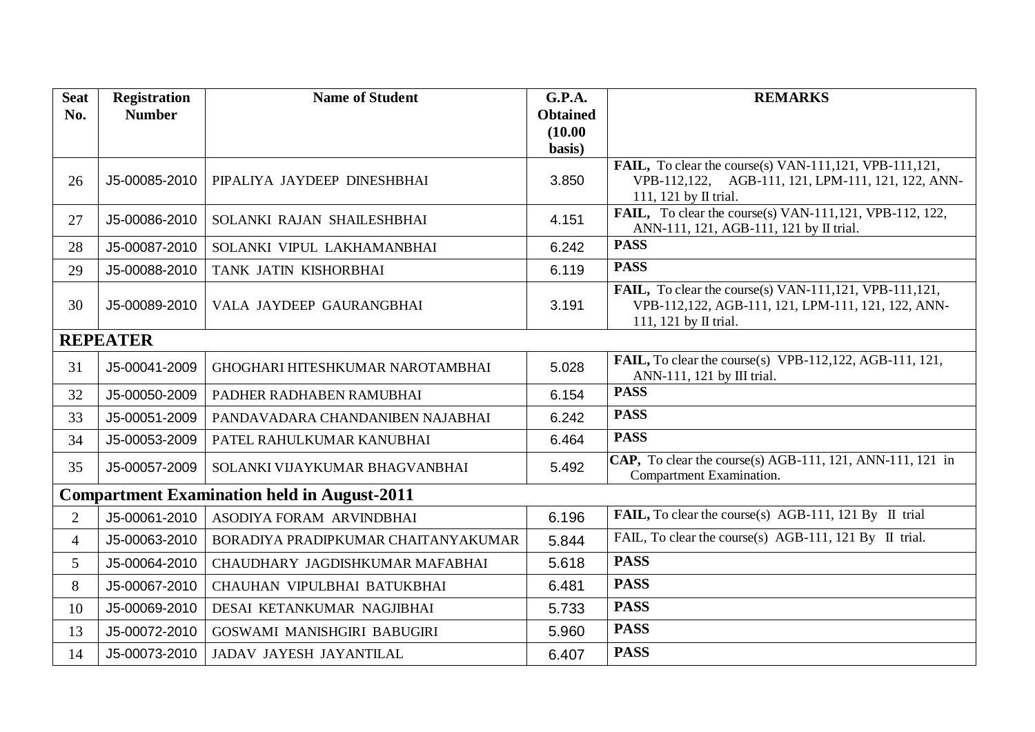| Seat No. | Registration Number | Name of Student | G.P.A. Obtained (10.00 basis) | REMARKS |
|---|---|---|---|---|
| 26 | J5-00085-2010 | PIPALIYA JAYDEEP DINESHBHAI | 3.850 | **FAIL,** To clear the course(s) VAN-111,121, VPB-111,121, VPB-112,122, AGB-111, 121, LPM-111, 121, 122, ANN-111, 121 by II trial. |
| 27 | J5-00086-2010 | SOLANKI RAJAN SHAILESHBHAI | 4.151 | **FAIL,** To clear the course(s) VAN-111,121, VPB-112, 122, ANN-111, 121, AGB-111, 121 by II trial. |
| 28 | J5-00087-2010 | SOLANKI VIPUL LAKHAMANBHAI | 6.242 | **PASS** |
| 29 | J5-00088-2010 | TANK JATIN KISHORBHAI | 6.119 | **PASS** |
| 30 | J5-00089-2010 | VALA JAYDEEP GAURANGBHAI | 3.191 | **FAIL,** To clear the course(s) VAN-111,121, VPB-111,121, VPB-112,122, AGB-111, 121, LPM-111, 121, 122, ANN-111, 121 by II trial. |
| **REPEATER** | | | | |
| 31 | J5-00041-2009 | GHOGHARI HITESHKUMAR NAROTAMBHAI | 5.028 | **FAIL,** To clear the course(s) VPB-112,122, AGB-111, 121, ANN-111, 121 by III trial. |
| 32 | J5-00050-2009 | PADHER RADHABEN RAMUBHAI | 6.154 | **PASS** |
| 33 | J5-00051-2009 | PANDAVADARA CHANDANIBEN NAJABHAI | 6.242 | **PASS** |
| 34 | J5-00053-2009 | PATEL RAHULKUMAR KANUBHAI | 6.464 | **PASS** |
| 35 | J5-00057-2009 | SOLANKI VIJAYKUMAR BHAGVANBHAI | 5.492 | **CAP,** To clear the course(s) AGB-111, 121, ANN-111, 121 in Compartment Examination. |
| **Compartment Examination held in August-2011** | | | | |
| 2 | J5-00061-2010 | ASODIYA FORAM ARVINDBHAI | 6.196 | **FAIL,** To clear the course(s) AGB-111, 121 By II trial |
| 4 | J5-00063-2010 | BORADIYA PRADIPKUMAR CHAITANYAKUMAR | 5.844 | FAIL, To clear the course(s) AGB-111, 121 By II trial. |
| 5 | J5-00064-2010 | CHAUDHARY JAGDISHKUMAR MAFABHAI | 5.618 | **PASS** |
| 8 | J5-00067-2010 | CHAUHAN VIPULBHAI BATUKBHAI | 6.481 | **PASS** |
| 10 | J5-00069-2010 | DESAI KETANKUMAR NAGJIBHAI | 5.733 | **PASS** |
| 13 | J5-00072-2010 | GOSWAMI MANISHGIRI BABUGIRI | 5.960 | **PASS** |
| 14 | J5-00073-2010 | JADAV JAYESH JAYANTILAL | 6.407 | **PASS** |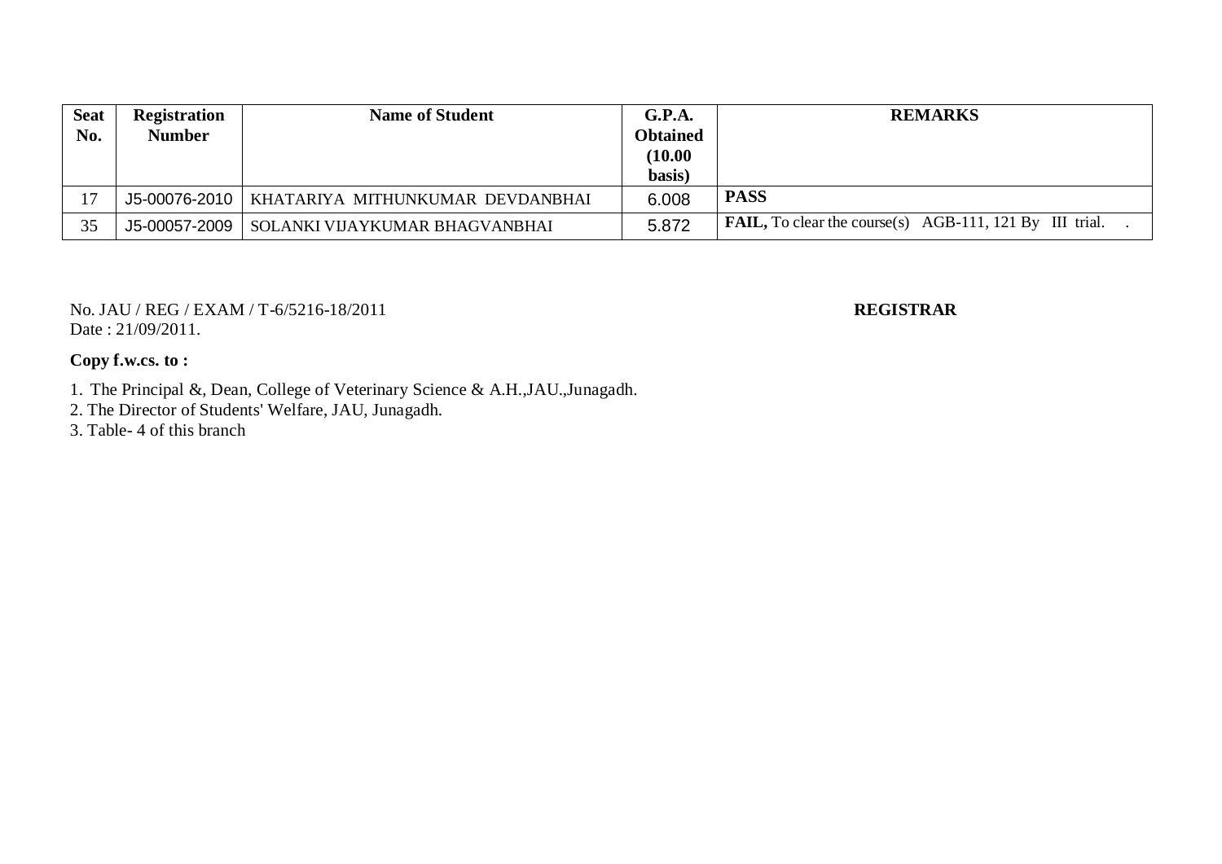| Seat No. | Registration Number | Name of Student | G.P.A. Obtained (10.00 basis) | REMARKS |
| --- | --- | --- | --- | --- |
| 17 | J5-00076-2010 | KHATARIYA MITHUNKUMAR DEVDANBHAI | 6.008 | **PASS** |
| 35 | J5-00057-2009 | SOLANKI VIJAYKUMAR BHAGVANBHAI | 5.872 | **FAIL,** To clear the course(s) AGB-111, 121 By III trial. . |

No. JAU / REG / EXAM / T-6/5216-18/2011

Date : 21/09/2011.

**REGISTRAR**

**Copy f.w.cs. to :**

1. The Principal &, Dean, College of Veterinary Science & A.H.,JAU.,Junagadh.
2. The Director of Students' Welfare, JAU, Junagadh.
3. Table- 4 of this branch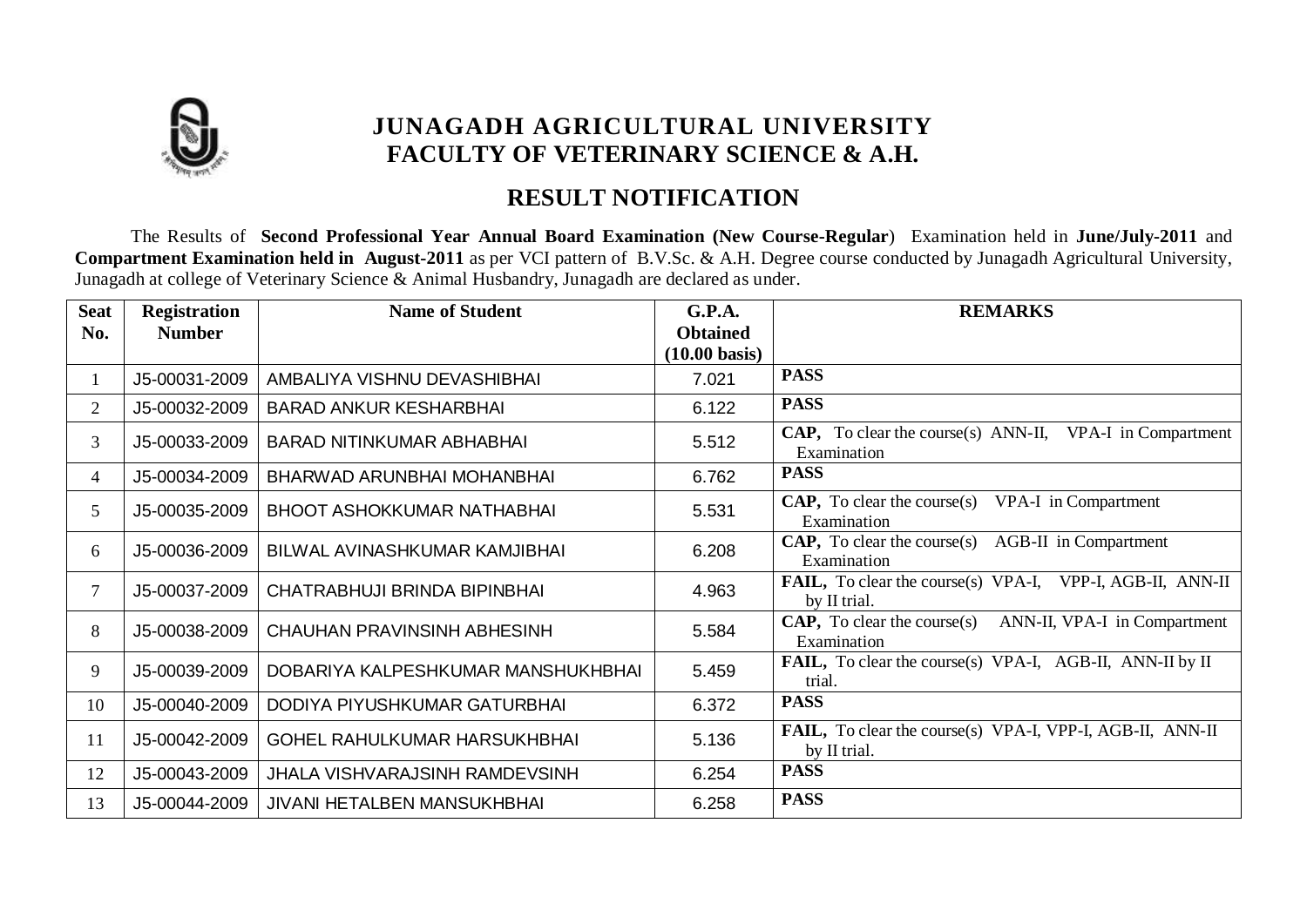# JUNAGADH AGRICULTURAL UNIVERSITY
## FACULTY OF VETERINARY SCIENCE & A.H.

## RESULT NOTIFICATION

The Results of **Second Professional Year Annual Board Examination (New Course-Regular**) Examination held in **June/July-2011** and **Compartment Examination held in August-2011** as per VCI pattern of B.V.Sc. & A.H. Degree course conducted by Junagadh Agricultural University, Junagadh at college of Veterinary Science & Animal Husbandry, Junagadh are declared as under.

| Seat No. | Registration Number | Name of Student | G.P.A. Obtained (10.00 basis) | REMARKS |
|---|---|---|---|---|
| 1 | J5-00031-2009 | AMBALIYA VISHNU DEVASHIBHAI | 7.021 | **PASS** |
| 2 | J5-00032-2009 | BARAD ANKUR KESHARBHAI | 6.122 | **PASS** |
| 3 | J5-00033-2009 | BARAD NITINKUMAR ABHABHAI | 5.512 | **CAP,** To clear the course(s) ANN-II, VPA-I in Compartment Examination |
| 4 | J5-00034-2009 | BHARWAD ARUNBHAI MOHANBHAI | 6.762 | **PASS** |
| 5 | J5-00035-2009 | BHOOT ASHOKKUMAR NATHABHAI | 5.531 | **CAP,** To clear the course(s) VPA-I in Compartment Examination |
| 6 | J5-00036-2009 | BILWAL AVINASHKUMAR KAMJIBHAI | 6.208 | **CAP,** To clear the course(s) AGB-II in Compartment Examination |
| 7 | J5-00037-2009 | CHATRABHUJI BRINDA BIPINBHAI | 4.963 | **FAIL,** To clear the course(s) VPA-I, VPP-I, AGB-II, ANN-II by II trial. |
| 8 | J5-00038-2009 | CHAUHAN PRAVINSINH ABHESINH | 5.584 | **CAP,** To clear the course(s) ANN-II, VPA-I in Compartment Examination |
| 9 | J5-00039-2009 | DOBARIYA KALPESHKUMAR MANSHUKHBHAI | 5.459 | **FAIL,** To clear the course(s) VPA-I, AGB-II, ANN-II by II trial. |
| 10 | J5-00040-2009 | DODIYA PIYUSHKUMAR GATURBHAI | 6.372 | **PASS** |
| 11 | J5-00042-2009 | GOHEL RAHULKUMAR HARSUKHBHAI | 5.136 | **FAIL,** To clear the course(s) VPA-I, VPP-I, AGB-II, ANN-II by II trial. |
| 12 | J5-00043-2009 | JHALA VISHVARAJSINH RAMDEVSINH | 6.254 | **PASS** |
| 13 | J5-00044-2009 | JIVANI HETALBEN MANSUKHBHAI | 6.258 | **PASS** |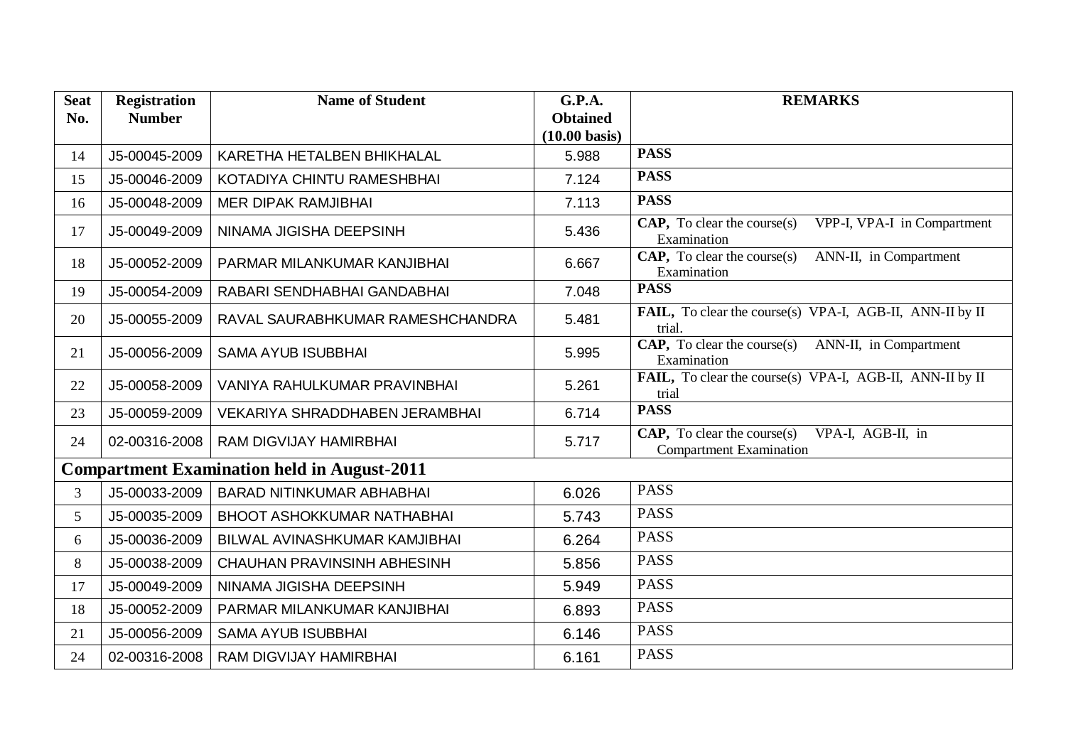| Seat No. | Registration Number | Name of Student | G.P.A. Obtained (10.00 basis) | REMARKS |
|---|---|---|---|---|
| 14 | J5-00045-2009 | KARETHA HETALBEN BHIKHALAL | 5.988 | **PASS** |
| 15 | J5-00046-2009 | KOTADIYA CHINTU RAMESHBHAI | 7.124 | **PASS** |
| 16 | J5-00048-2009 | MER DIPAK RAMJIBHAI | 7.113 | **PASS** |
| 17 | J5-00049-2009 | NINAMA JIGISHA DEEPSINH | 5.436 | **CAP,** To clear the course(s) VPP-I, VPA-I in Compartment Examination |
| 18 | J5-00052-2009 | PARMAR MILANKUMAR KANJIBHAI | 6.667 | **CAP,** To clear the course(s) ANN-II, in Compartment Examination |
| 19 | J5-00054-2009 | RABARI SENDHABHAI GANDABHAI | 7.048 | **PASS** |
| 20 | J5-00055-2009 | RAVAL SAURABHKUMAR RAMESHCHANDRA | 5.481 | **FAIL,** To clear the course(s) VPA-I, AGB-II, ANN-II by II trial. |
| 21 | J5-00056-2009 | SAMA AYUB ISUBBHAI | 5.995 | **CAP,** To clear the course(s) ANN-II, in Compartment Examination |
| 22 | J5-00058-2009 | VANIYA RAHULKUMAR PRAVINBHAI | 5.261 | **FAIL,** To clear the course(s) VPA-I, AGB-II, ANN-II by II trial |
| 23 | J5-00059-2009 | VEKARIYA SHRADDHABEN JERAMBHAI | 6.714 | **PASS** |
| 24 | 02-00316-2008 | RAM DIGVIJAY HAMIRBHAI | 5.717 | **CAP,** To clear the course(s) VPA-I, AGB-II, in Compartment Examination |
| **Compartment Examination held in August-2011** | | | | |
| 3 | J5-00033-2009 | BARAD NITINKUMAR ABHABHAI | 6.026 | PASS |
| 5 | J5-00035-2009 | BHOOT ASHOKKUMAR NATHABHAI | 5.743 | PASS |
| 6 | J5-00036-2009 | BILWAL AVINASHKUMAR KAMJIBHAI | 6.264 | PASS |
| 8 | J5-00038-2009 | CHAUHAN PRAVINSINH ABHESINH | 5.856 | PASS |
| 17 | J5-00049-2009 | NINAMA JIGISHA DEEPSINH | 5.949 | PASS |
| 18 | J5-00052-2009 | PARMAR MILANKUMAR KANJIBHAI | 6.893 | PASS |
| 21 | J5-00056-2009 | SAMA AYUB ISUBBHAI | 6.146 | PASS |
| 24 | 02-00316-2008 | RAM DIGVIJAY HAMIRBHAI | 6.161 | PASS |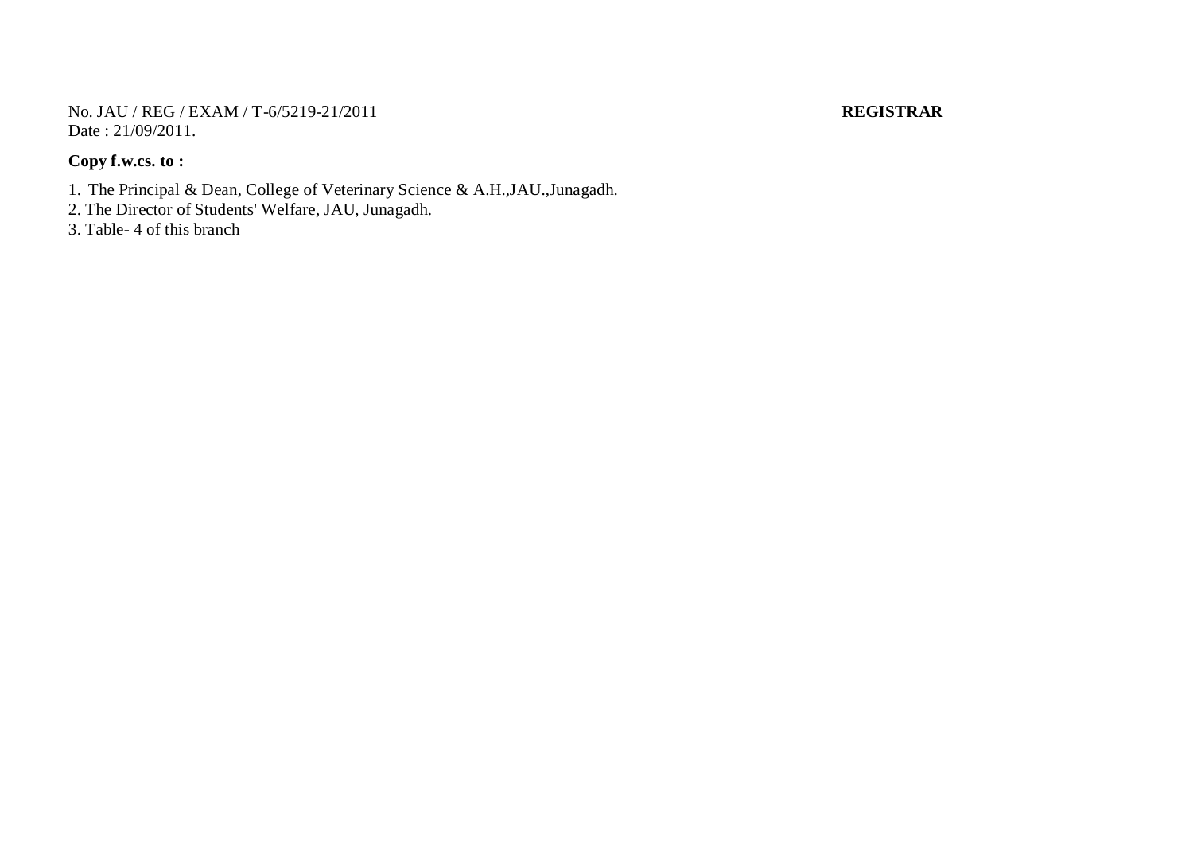No. JAU / REG / EXAM / T-6/5219-21/2011 **REGISTRAR**
Date : 21/09/2011.

**Copy f.w.cs. to :**

1. The Principal & Dean, College of Veterinary Science & A.H.,JAU.,Junagadh.
2. The Director of Students' Welfare, JAU, Junagadh.
3. Table- 4 of this branch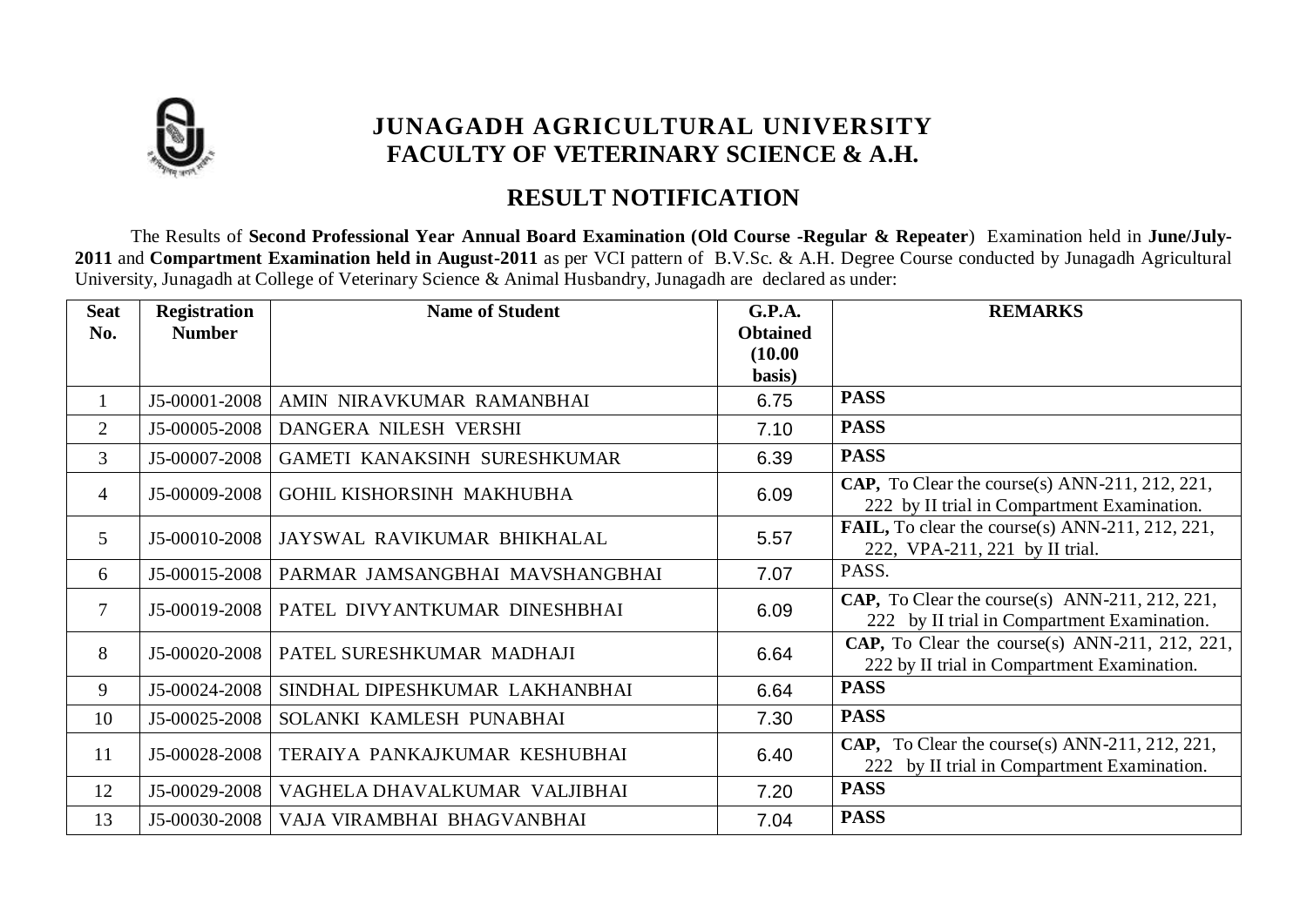# JUNAGADH AGRICULTURAL UNIVERSITY
## FACULTY OF VETERINARY SCIENCE & A.H.

## RESULT NOTIFICATION

The Results of **Second Professional Year Annual Board Examination (Old Course -Regular & Repeater**) Examination held in **June/July-2011** and **Compartment Examination held in August-2011** as per VCI pattern of B.V.Sc. & A.H. Degree Course conducted by Junagadh Agricultural University, Junagadh at College of Veterinary Science & Animal Husbandry, Junagadh are declared as under:

| Seat No. | Registration Number | Name of Student | G.P.A. Obtained (10.00 basis) | REMARKS |
|---|---|---|---|---|
| 1 | J5-00001-2008 | AMIN NIRAVKUMAR RAMANBHAI | 6.75 | **PASS** |
| 2 | J5-00005-2008 | DANGERA NILESH VERSHI | 7.10 | **PASS** |
| 3 | J5-00007-2008 | GAMETI KANAKSINH SURESHKUMAR | 6.39 | **PASS** |
| 4 | J5-00009-2008 | GOHIL KISHORSINH MAKHUBHA | 6.09 | **CAP,** To Clear the course(s) ANN-211, 212, 221, 222 by II trial in Compartment Examination. |
| 5 | J5-00010-2008 | JAYSWAL RAVIKUMAR BHIKHALAL | 5.57 | **FAIL,** To clear the course(s) ANN-211, 212, 221, 222, VPA-211, 221 by II trial. |
| 6 | J5-00015-2008 | PARMAR JAMSANGBHAI MAVSHANGBHAI | 7.07 | PASS. |
| 7 | J5-00019-2008 | PATEL DIVYANTKUMAR DINESHBHAI | 6.09 | **CAP,** To Clear the course(s) ANN-211, 212, 221, 222 by II trial in Compartment Examination. |
| 8 | J5-00020-2008 | PATEL SURESHKUMAR MADHAJI | 6.64 | **CAP,** To Clear the course(s) ANN-211, 212, 221, 222 by II trial in Compartment Examination. |
| 9 | J5-00024-2008 | SINDHAL DIPESHKUMAR LAKHANBHAI | 6.64 | **PASS** |
| 10 | J5-00025-2008 | SOLANKI KAMLESH PUNABHAI | 7.30 | **PASS** |
| 11 | J5-00028-2008 | TERAIYA PANKAJKUMAR KESHUBHAI | 6.40 | **CAP,** To Clear the course(s) ANN-211, 212, 221, 222 by II trial in Compartment Examination. |
| 12 | J5-00029-2008 | VAGHELA DHAVALKUMAR VALJIBHAI | 7.20 | **PASS** |
| 13 | J5-00030-2008 | VAJA VIRAMBHAI BHAGVANBHAI | 7.04 | **PASS** |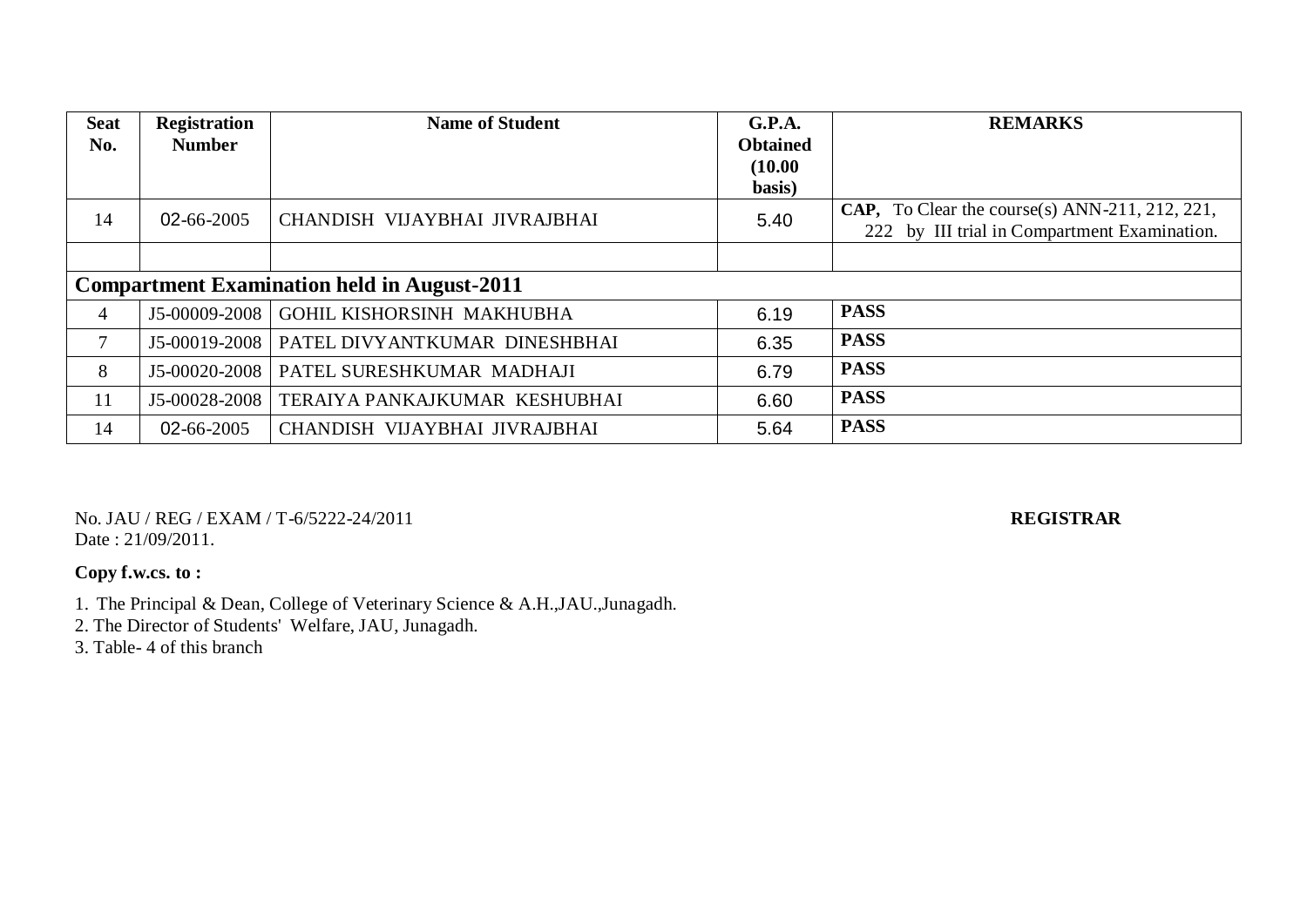| Seat No. | Registration Number | Name of Student | G.P.A. Obtained (10.00 basis) | REMARKS |
|---|---|---|---|---|
| 14 | 02-66-2005 | CHANDISH VIJAYBHAI JIVRAJBHAI | 5.40 | **CAP,** To Clear the course(s) ANN-211, 212, 221, 222 by III trial in Compartment Examination. |
| | | | | |
| **Compartment Examination held in August-2011** | | | | |
| 4 | J5-00009-2008 | GOHIL KISHORSINH MAKHUBHA | 6.19 | **PASS** |
| 7 | J5-00019-2008 | PATEL DIVYANTKUMAR DINESHBHAI | 6.35 | **PASS** |
| 8 | J5-00020-2008 | PATEL SURESHKUMAR MADHAJI | 6.79 | **PASS** |
| 11 | J5-00028-2008 | TERAIYA PANKAJKUMAR KESHUBHAI | 6.60 | **PASS** |
| 14 | 02-66-2005 | CHANDISH VIJAYBHAI JIVRAJBHAI | 5.64 | **PASS** |

No. JAU / REG / EXAM / T-6/5222-24/2011

Date : 21/09/2011.

**REGISTRAR**

**Copy f.w.cs. to :**

1. The Principal & Dean, College of Veterinary Science & A.H.,JAU.,Junagadh.
2. The Director of Students' Welfare, JAU, Junagadh.
3. Table- 4 of this branch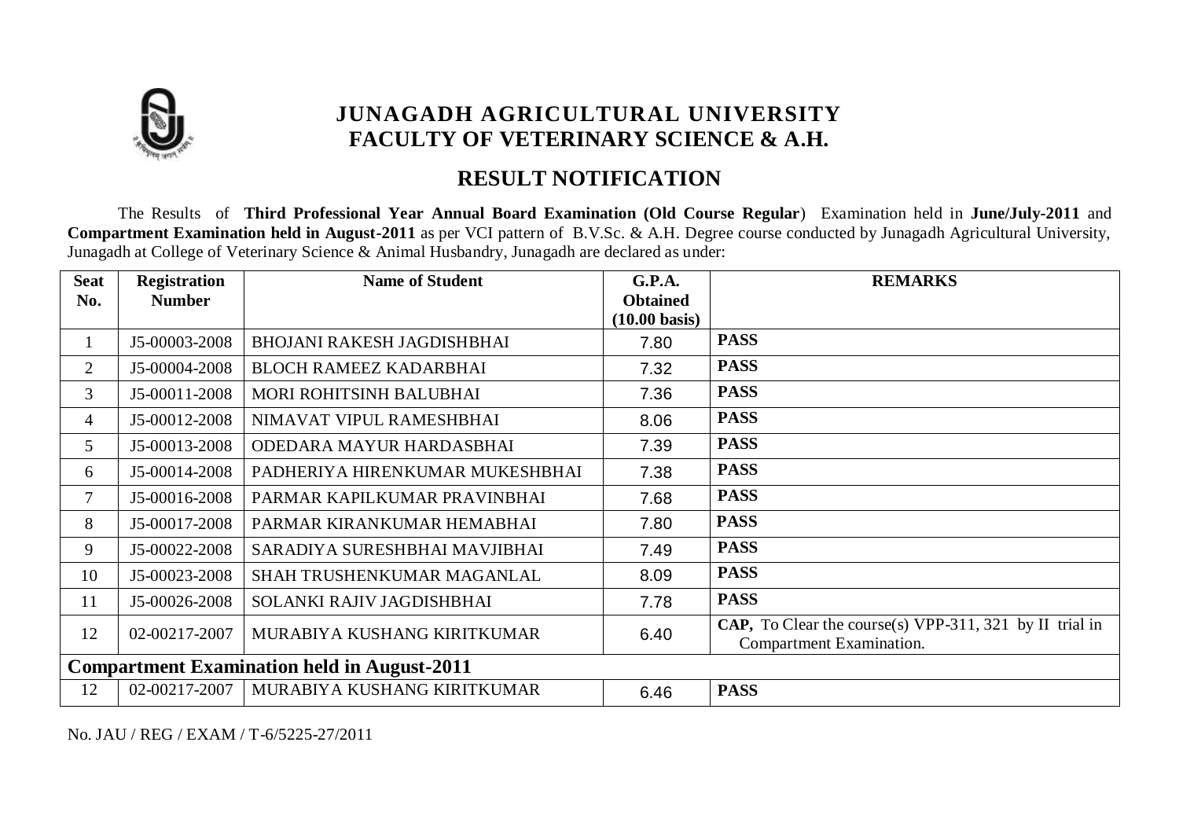# JUNAGADH AGRICULTURAL UNIVERSITY
## FACULTY OF VETERINARY SCIENCE & A.H.

## RESULT NOTIFICATION

The Results of **Third Professional Year Annual Board Examination (Old Course Regular**) Examination held in **June/July-2011** and **Compartment Examination held in August-2011** as per VCI pattern of B.V.Sc. & A.H. Degree course conducted by Junagadh Agricultural University, Junagadh at College of Veterinary Science & Animal Husbandry, Junagadh are declared as under:

| Seat No. | Registration Number | Name of Student | G.P.A. Obtained (10.00 basis) | REMARKS |
|---|---|---|---|---|
| 1 | J5-00003-2008 | BHOJANI RAKESH JAGDISHBHAI | 7.80 | **PASS** |
| 2 | J5-00004-2008 | BLOCH RAMEEZ KADARBHAI | 7.32 | **PASS** |
| 3 | J5-00011-2008 | MORI ROHITSINH BALUBHAI | 7.36 | **PASS** |
| 4 | J5-00012-2008 | NIMAVAT VIPUL RAMESHBHAI | 8.06 | **PASS** |
| 5 | J5-00013-2008 | ODEDARA MAYUR HARDASBHAI | 7.39 | **PASS** |
| 6 | J5-00014-2008 | PADHERIYA HIRENKUMAR MUKESHBHAI | 7.38 | **PASS** |
| 7 | J5-00016-2008 | PARMAR KAPILKUMAR PRAVINBHAI | 7.68 | **PASS** |
| 8 | J5-00017-2008 | PARMAR KIRANKUMAR HEMABHAI | 7.80 | **PASS** |
| 9 | J5-00022-2008 | SARADIYA SURESHBHAI MAVJIBHAI | 7.49 | **PASS** |
| 10 | J5-00023-2008 | SHAH TRUSHENKUMAR MAGANLAL | 8.09 | **PASS** |
| 11 | J5-00026-2008 | SOLANKI RAJIV JAGDISHBHAI | 7.78 | **PASS** |
| 12 | 02-00217-2007 | MURABIYA KUSHANG KIRITKUMAR | 6.40 | **CAP,** To Clear the course(s) VPP-311, 321 by II trial in Compartment Examination. |
| **Compartment Examination held in August-2011** | | | | |
| 12 | 02-00217-2007 | MURABIYA KUSHANG KIRITKUMAR | 6.46 | **PASS** |

No. JAU / REG / EXAM / T-6/5225-27/2011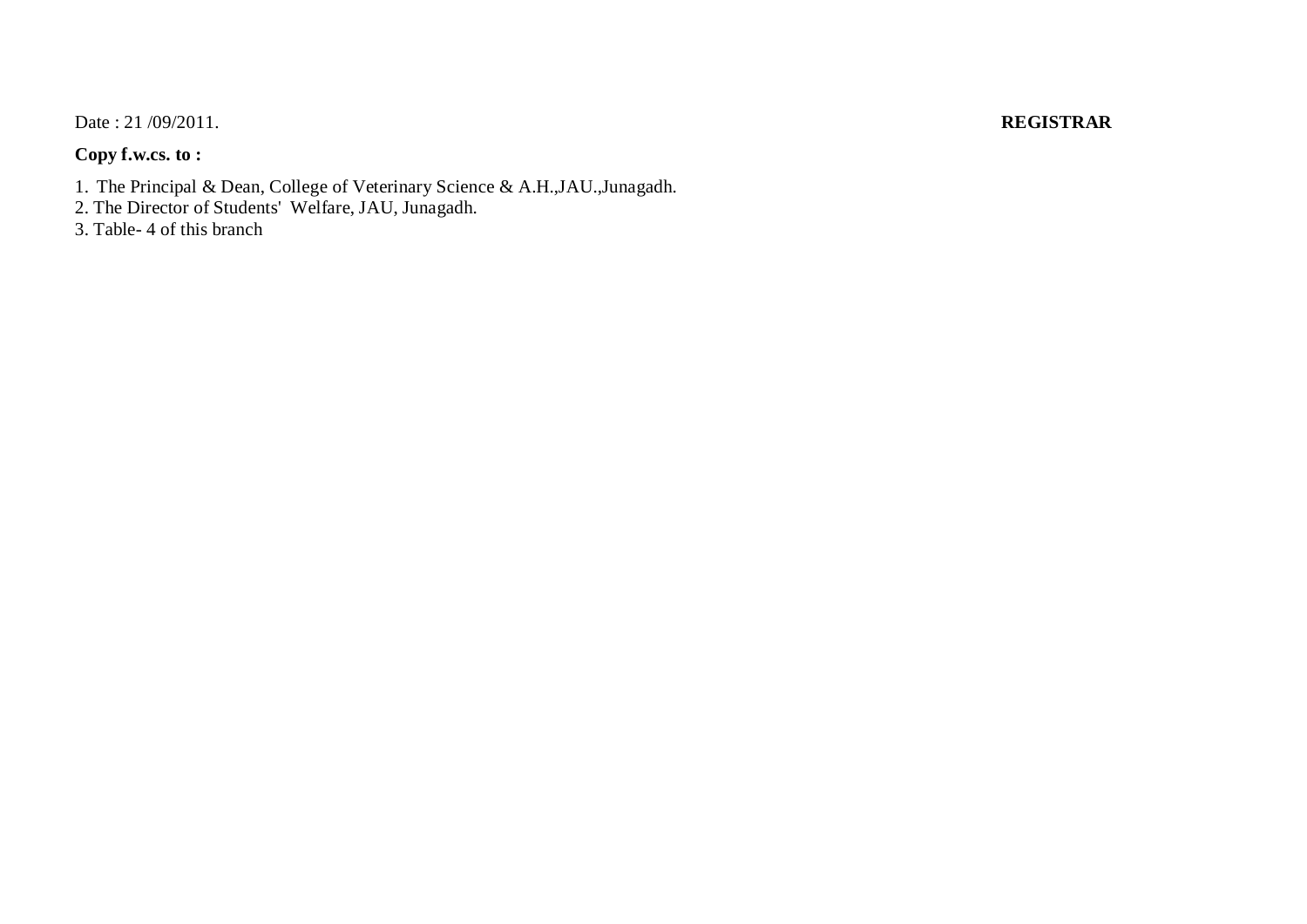Date : 21 /09/2011. **REGISTRAR**

**Copy f.w.cs. to :**

1. The Principal & Dean, College of Veterinary Science & A.H.,JAU.,Junagadh.
2. The Director of Students' Welfare, JAU, Junagadh.
3. Table- 4 of this branch